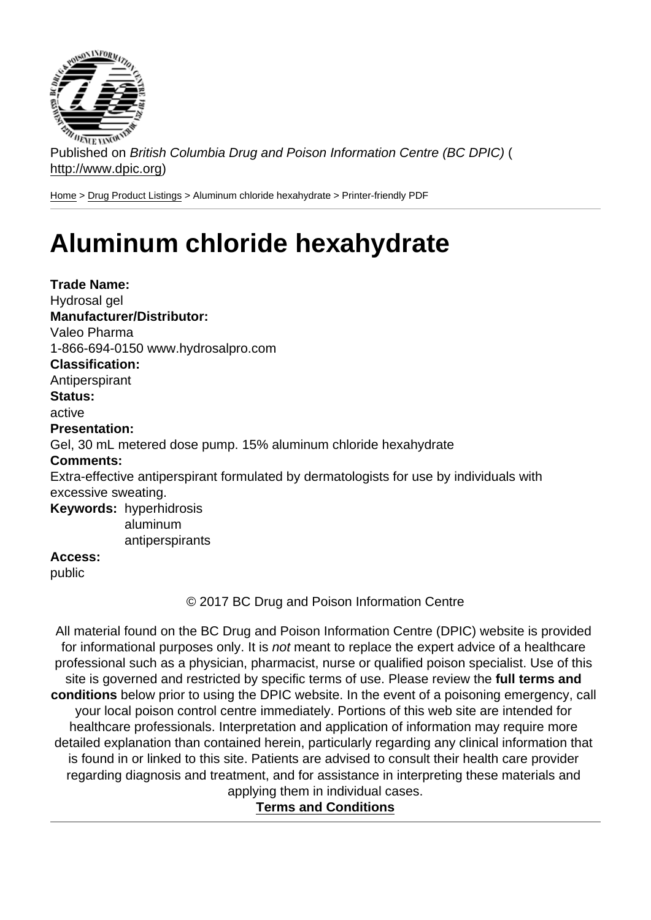Published on *British Columbia Drug and Poison Information Centre (BC DPIC)* (http://www.dpic.org)

Home > Drug Product Listings > Aluminum chloride hexahydrate > Printer-friendly PDF

# Aluminum chloride hexahydrate

**Trade Name:**
Hydrosal gel

**Manufacturer/Distributor:**
Valeo Pharma
1-866-694-0150 www.hydrosalpro.com

**Classification:**
Antiperspirant

**Status:**
active

**Presentation:**
Gel, 30 mL metered dose pump. 15% aluminum chloride hexahydrate

**Comments:**
Extra-effective antiperspirant formulated by dermatologists for use by individuals with excessive sweating.

**Keywords:** hyperhidrosis
aluminum
antiperspirants

**Access:**
public

© 2017 BC Drug and Poison Information Centre

All material found on the BC Drug and Poison Information Centre (DPIC) website is provided for informational purposes only. It is *not* meant to replace the expert advice of a healthcare professional such as a physician, pharmacist, nurse or qualified poison specialist. Use of this site is governed and restricted by specific terms of use. Please review the **full terms and conditions** below prior to using the DPIC website. In the event of a poisoning emergency, call your local poison control centre immediately. Portions of this web site are intended for healthcare professionals. Interpretation and application of information may require more detailed explanation than contained herein, particularly regarding any clinical information that is found in or linked to this site. Patients are advised to consult their health care provider regarding diagnosis and treatment, and for assistance in interpreting these materials and applying them in individual cases.

**Terms and Conditions**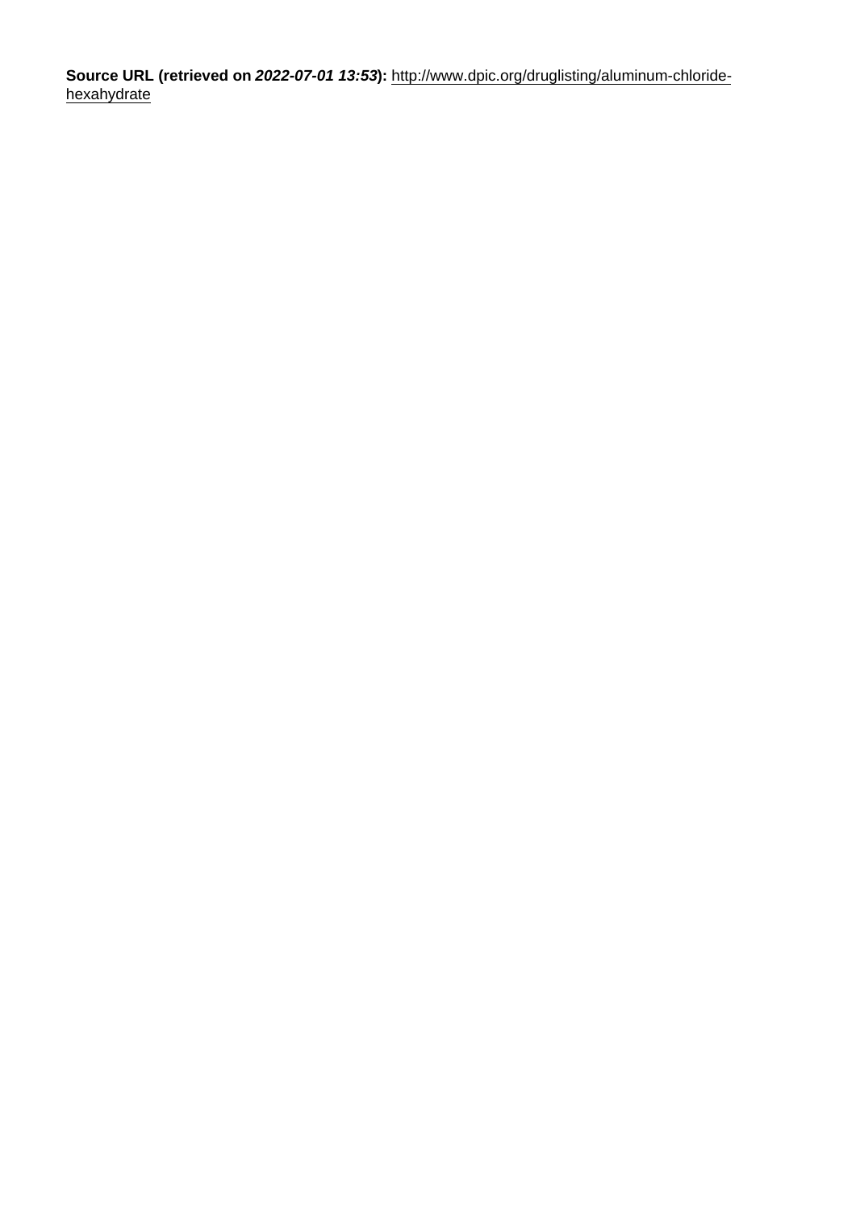**Source URL (retrieved on *2022-07-01 13:53*):** http://www.dpic.org/druglisting/aluminum-chloride-hexahydrate